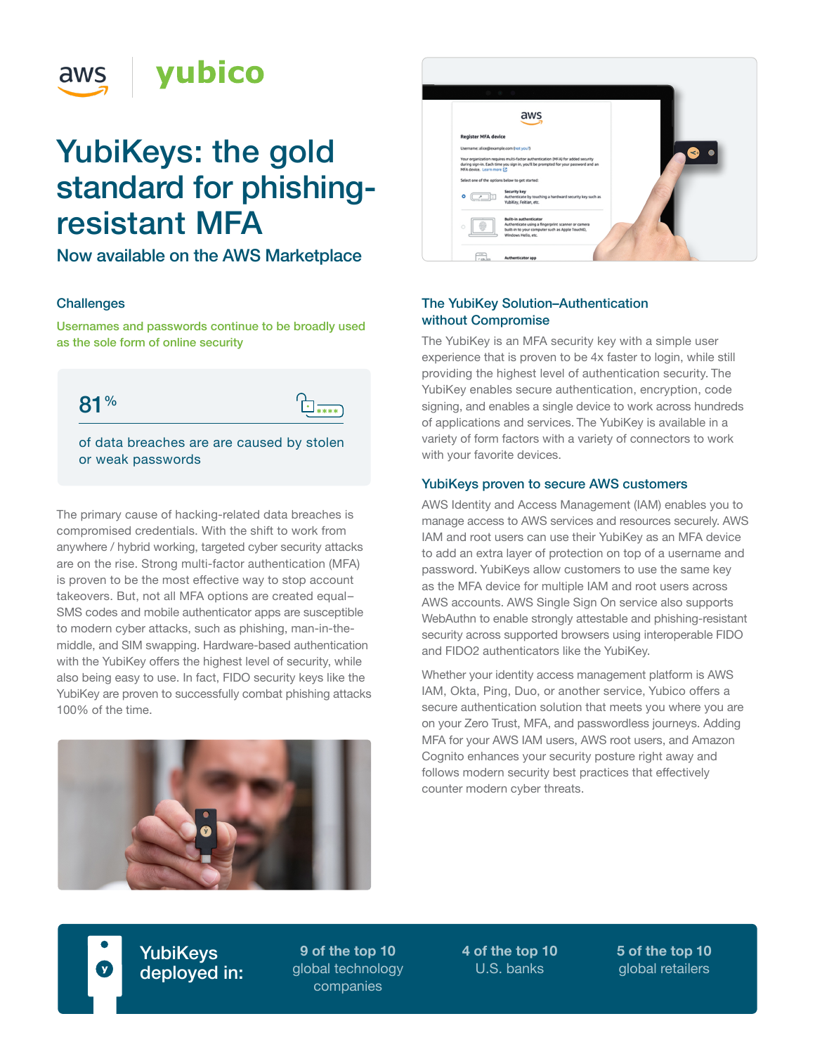aws | yubico

# YubiKeys: the gold standard for phishing-resistant MFA

## Now available on the AWS Marketplace

### Challenges

Usernames and passwords continue to be broadly used as the sole form of online security

**81 %**

of data breaches are are caused by stolen or weak passwords

The primary cause of hacking-related data breaches is compromised credentials. With the shift to work from anywhere / hybrid working, targeted cyber security attacks are on the rise. Strong multi-factor authentication (MFA) is proven to be the most effective way to stop account takeovers. But, not all MFA options are created equal–SMS codes and mobile authenticator apps are susceptible to modern cyber attacks, such as phishing, man-in-the-middle, and SIM swapping. Hardware-based authentication with the YubiKey offers the highest level of security, while also being easy to use. In fact, FIDO security keys like the YubiKey are proven to successfully combat phishing attacks 100% of the time.

### The YubiKey Solution–Authentication without Compromise

The YubiKey is an MFA security key with a simple user experience that is proven to be 4x faster to login, while still providing the highest level of authentication security. The YubiKey enables secure authentication, encryption, code signing, and enables a single device to work across hundreds of applications and services. The YubiKey is available in a variety of form factors with a variety of connectors to work with your favorite devices.

### YubiKeys proven to secure AWS customers

AWS Identity and Access Management (IAM) enables you to manage access to AWS services and resources securely. AWS IAM and root users can use their YubiKey as an MFA device to add an extra layer of protection on top of a username and password. YubiKeys allow customers to use the same key as the MFA device for multiple IAM and root users across AWS accounts. AWS Single Sign On service also supports WebAuthn to enable strongly attestable and phishing-resistant security across supported browsers using interoperable FIDO and FIDO2 authenticators like the YubiKey.

Whether your identity access management platform is AWS IAM, Okta, Ping, Duo, or another service, Yubico offers a secure authentication solution that meets you where you are on your Zero Trust, MFA, and passwordless journeys. Adding MFA for your AWS IAM users, AWS root users, and Amazon Cognito enhances your security posture right away and follows modern security best practices that effectively counter modern cyber threats.

**YubiKeys deployed in:**

- **9 of the top 10** global technology companies
- **4 of the top 10** U.S. banks
- **5 of the top 10** global retailers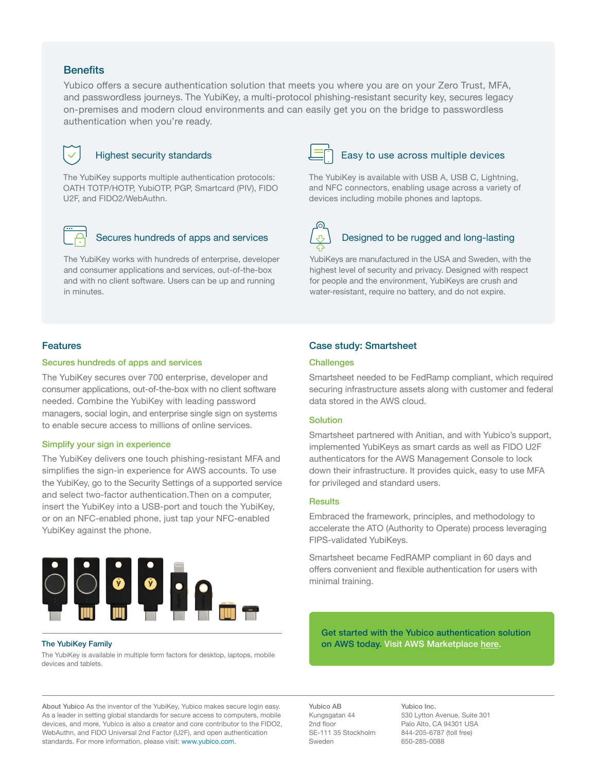## Benefits

Yubico offers a secure authentication solution that meets you where you are on your Zero Trust, MFA, and passwordless journeys. The YubiKey, a multi-protocol phishing-resistant security key, secures legacy on-premises and modern cloud environments and can easily get you on the bridge to passwordless authentication when you're ready.

### Highest security standards

The YubiKey supports multiple authentication protocols: OATH TOTP/HOTP, YubiOTP, PGP, Smartcard (PIV), FIDO U2F, and FIDO2/WebAuthn.

### Easy to use across multiple devices

The YubiKey is available with USB A, USB C, Lightning, and NFC connectors, enabling usage across a variety of devices including mobile phones and laptops.

### Secures hundreds of apps and services

The YubiKey works with hundreds of enterprise, developer and consumer applications and services, out-of-the-box and with no client software. Users can be up and running in minutes.

### Designed to be rugged and long-lasting

YubiKeys are manufactured in the USA and Sweden, with the highest level of security and privacy. Designed with respect for people and the environment, YubiKeys are crush and water-resistant, require no battery, and do not expire.

## Features

### Secures hundreds of apps and services

The YubiKey secures over 700 enterprise, developer and consumer applications, out-of-the-box with no client software needed. Combine the YubiKey with leading password managers, social login, and enterprise single sign on systems to enable secure access to millions of online services.

### Simplify your sign in experience

The YubiKey delivers one touch phishing-resistant MFA and simplifies the sign-in experience for AWS accounts. To use the YubiKey, go to the Security Settings of a supported service and select two-factor authentication.Then on a computer, insert the YubiKey into a USB-port and touch the YubiKey, or on an NFC-enabled phone, just tap your NFC-enabled YubiKey against the phone.

**The YubiKey Family**

The YubiKey is available in multiple form factors for desktop, laptops, mobile devices and tablets.

## Case study: Smartsheet

### Challenges

Smartsheet needed to be FedRamp compliant, which required securing infrastructure assets along with customer and federal data stored in the AWS cloud.

### Solution

Smartsheet partnered with Anitian, and with Yubico's support, implemented YubiKeys as smart cards as well as FIDO U2F authenticators for the AWS Management Console to lock down their infrastructure. It provides quick, easy to use MFA for privileged and standard users.

### Results

Embraced the framework, principles, and methodology to accelerate the ATO (Authority to Operate) process leveraging FIPS-validated YubiKeys.

Smartsheet became FedRAMP compliant in 60 days and offers convenient and flexible authentication for users with minimal training.

**Get started with the Yubico authentication solution on AWS today.** Visit AWS Marketplace here.

**About Yubico** As the inventor of the YubiKey, Yubico makes secure login easy. As a leader in setting global standards for secure access to computers, mobile devices, and more, Yubico is also a creator and core contributor to the FIDO2, WebAuthn, and FIDO Universal 2nd Factor (U2F), and open authentication standards. For more information, please visit: www.yubico.com.

**Yubico AB**
Kungsgatan 44
2nd floor
SE-111 35 Stockholm
Sweden

**Yubico Inc.**
530 Lytton Avenue, Suite 301
Palo Alto, CA 94301 USA
844-205-6787 (toll free)
650-285-0088